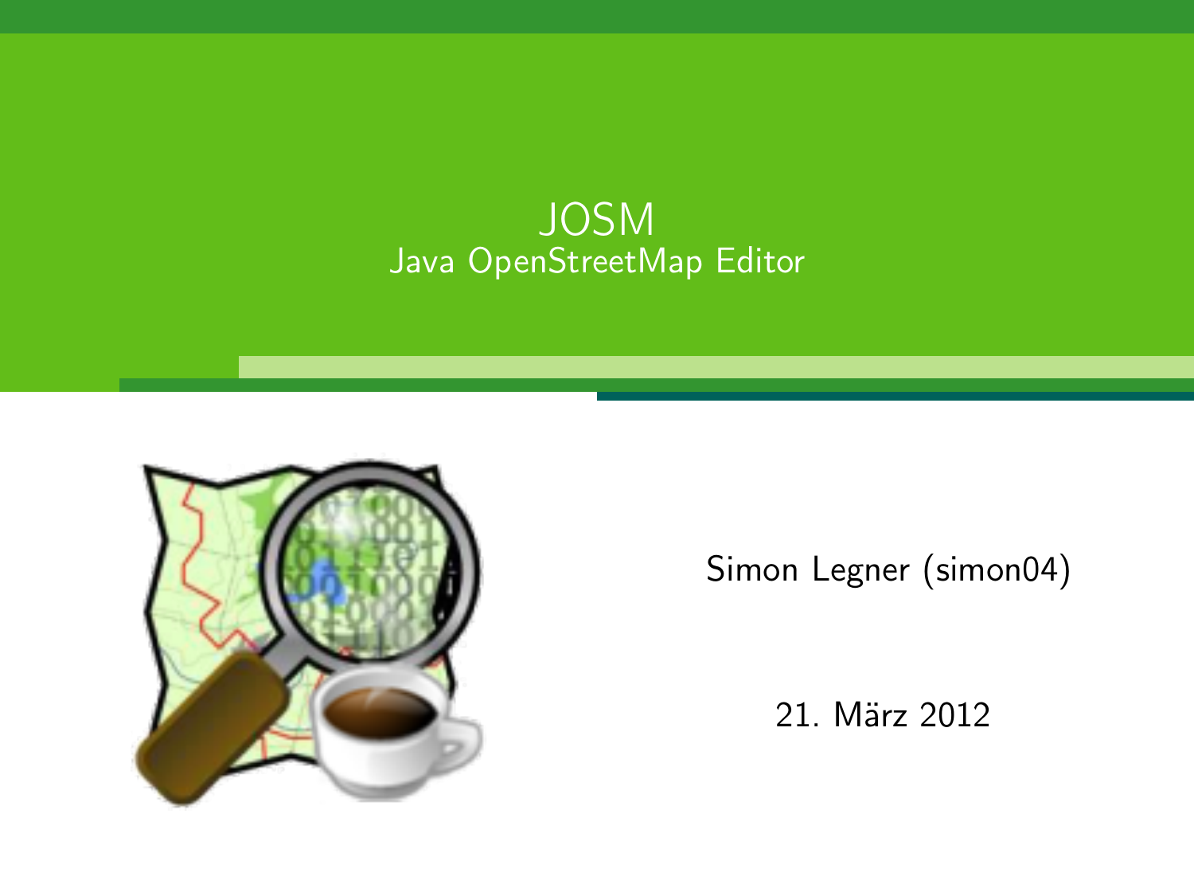# JOSM
## Java OpenStreetMap Editor

Simon Legner (simon04)

21. März 2012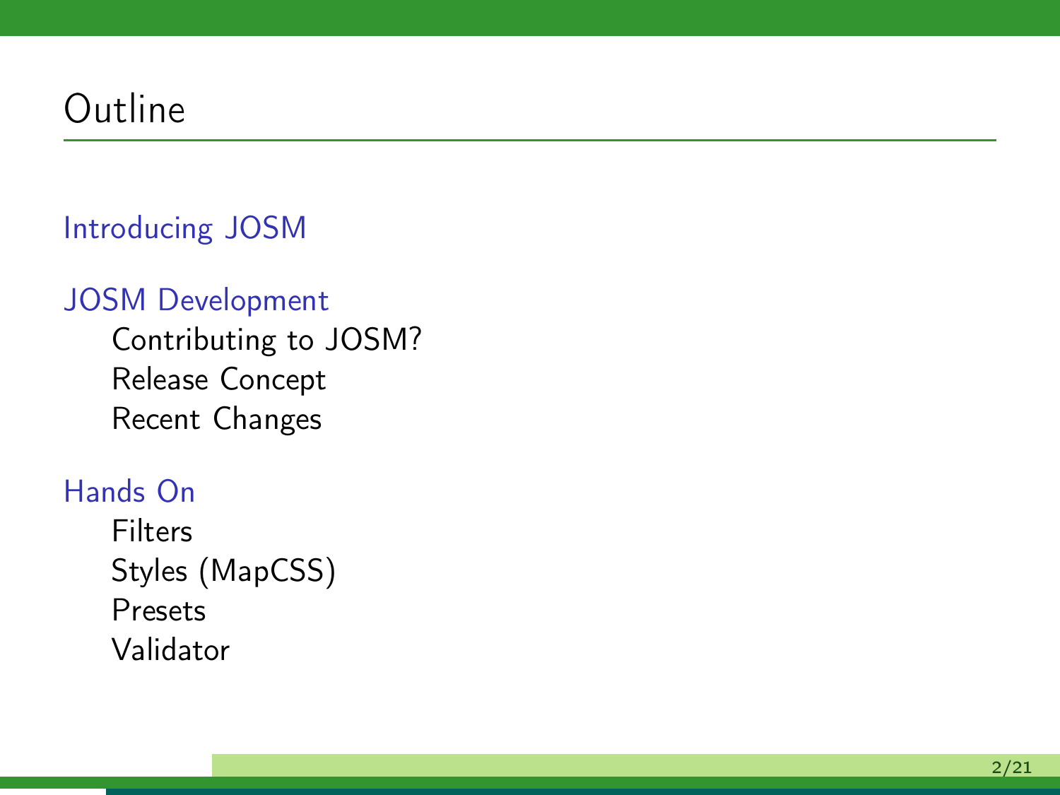# Outline

Introducing JOSM

JOSM Development

- Contributing to JOSM?
- Release Concept
- Recent Changes

Hands On

- Filters
- Styles (MapCSS)
- Presets
- Validator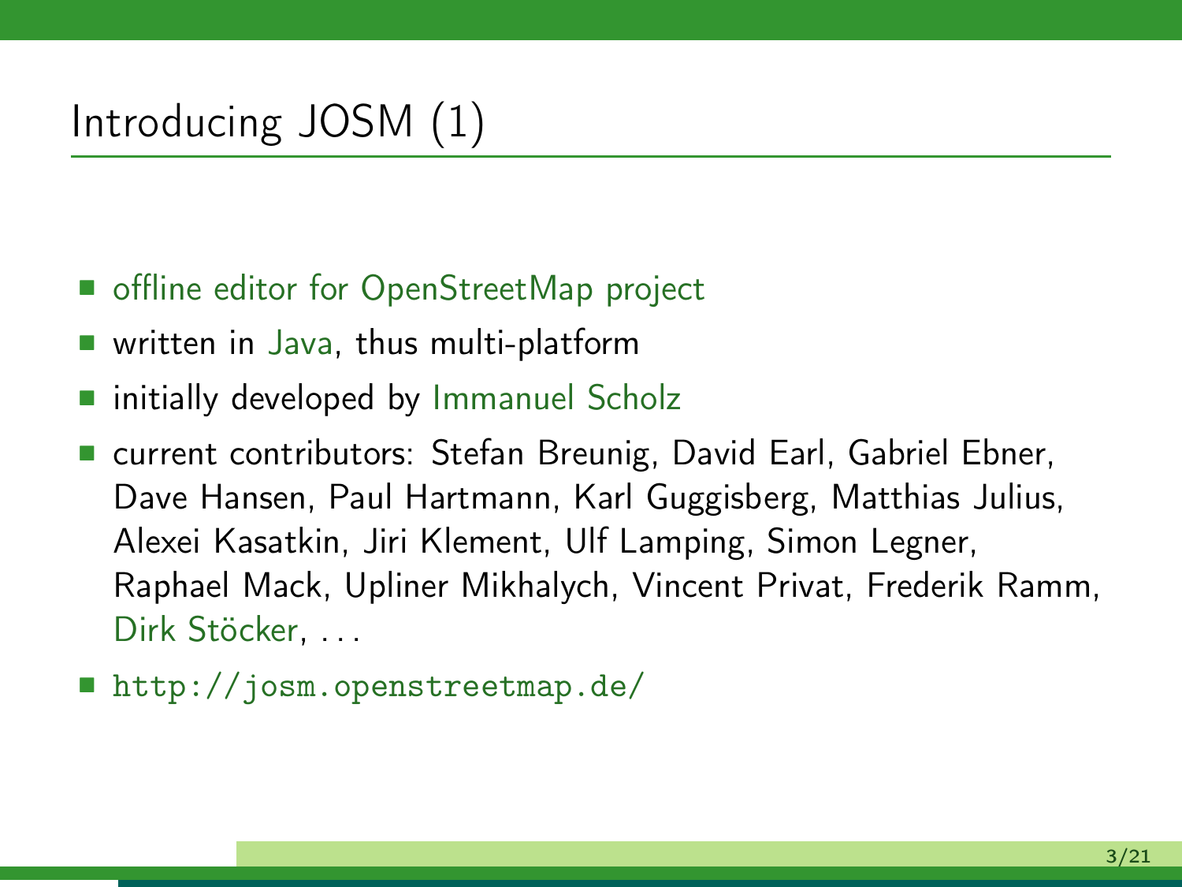# Introducing JOSM (1)

- offline editor for OpenStreetMap project
- written in Java, thus multi-platform
- initially developed by Immanuel Scholz
- current contributors: Stefan Breunig, David Earl, Gabriel Ebner, Dave Hansen, Paul Hartmann, Karl Guggisberg, Matthias Julius, Alexei Kasatkin, Jiri Klement, Ulf Lamping, Simon Legner, Raphael Mack, Upliner Mikhalych, Vincent Privat, Frederik Ramm, Dirk Stöcker, ...
- `http://josm.openstreetmap.de/`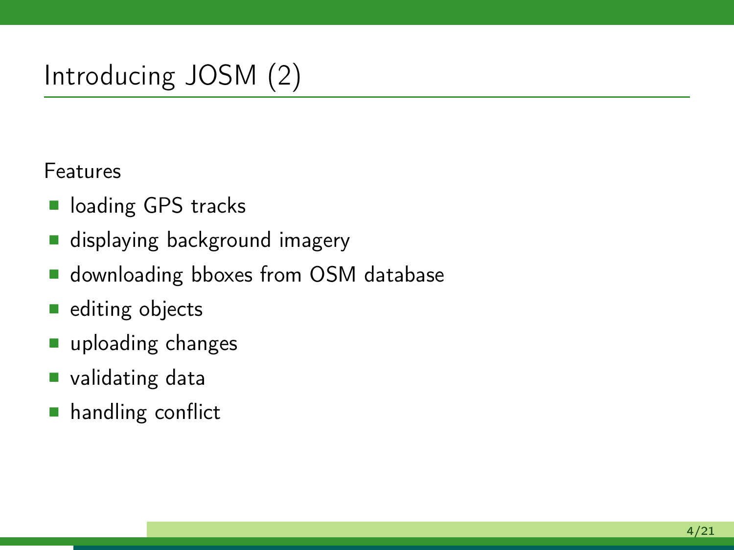# Introducing JOSM (2)

Features

- loading GPS tracks
- displaying background imagery
- downloading bboxes from OSM database
- editing objects
- uploading changes
- validating data
- handling conflict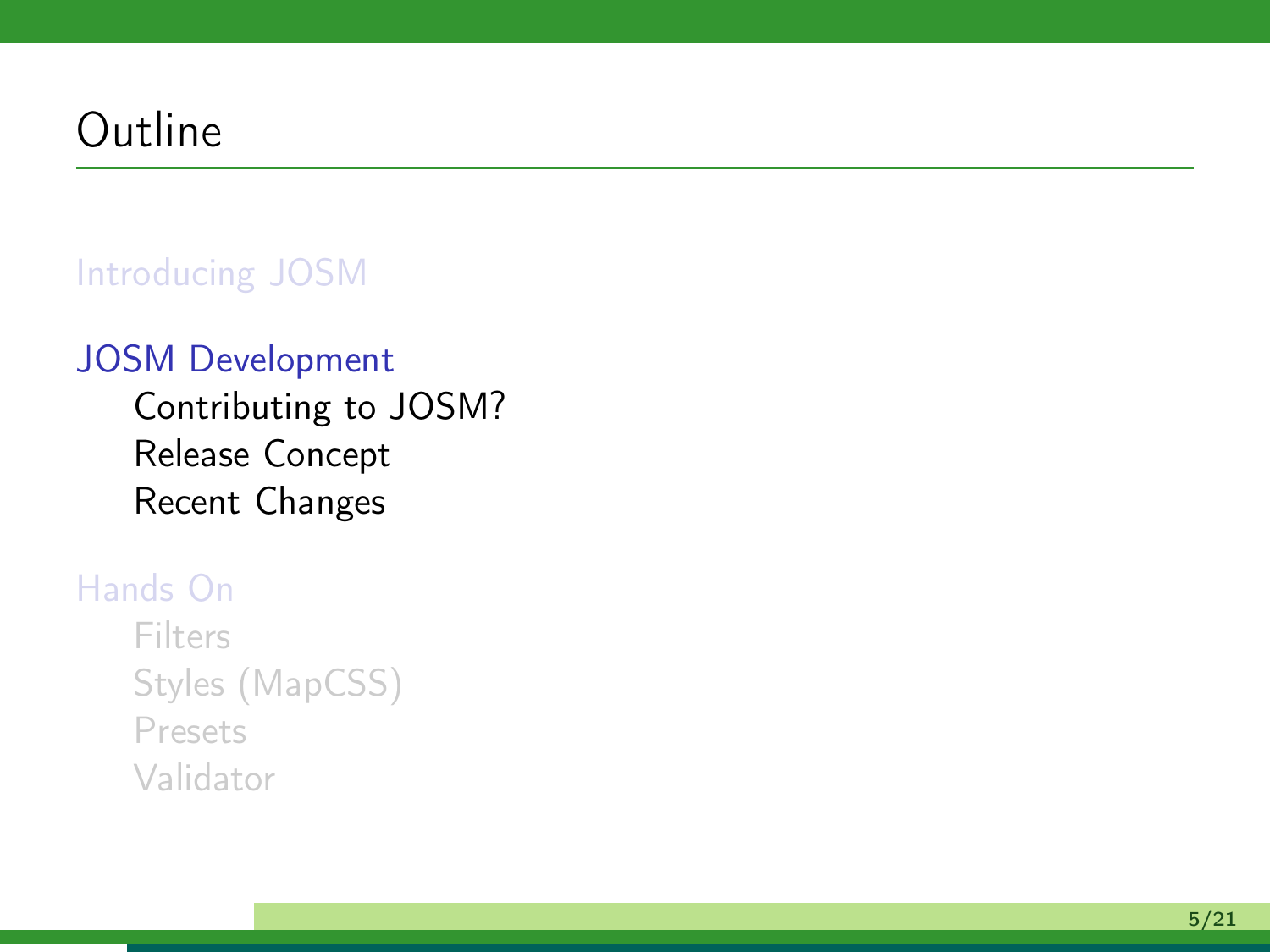# Outline

Introducing JOSM

JOSM Development

- Contributing to JOSM?
- Release Concept
- Recent Changes

Hands On

- Filters
- Styles (MapCSS)
- Presets
- Validator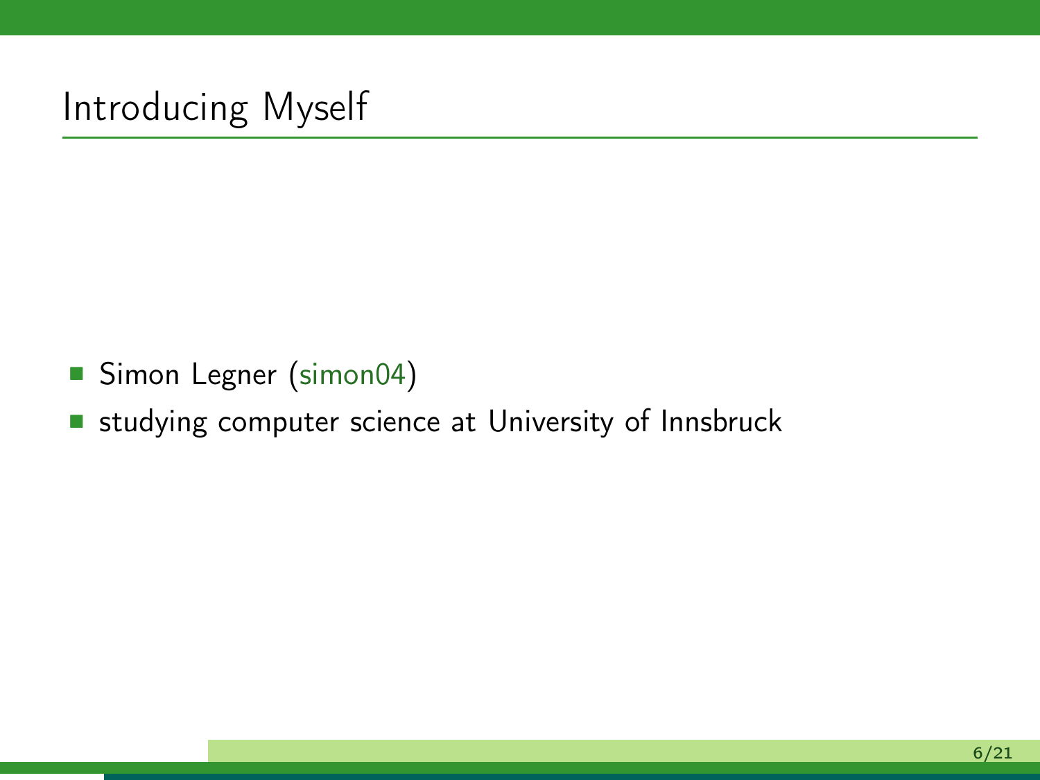# Introducing Myself

- Simon Legner (simon04)
- studying computer science at University of Innsbruck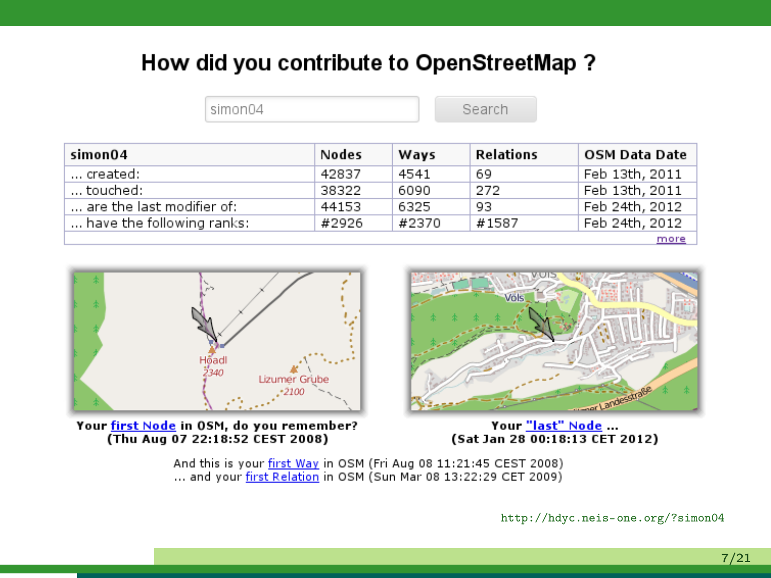# How did you contribute to OpenStreetMap ?

simon04 Search

| simon04 | Nodes | Ways | Relations | OSM Data Date |
|---|---|---|---|---|
| ... created: | 42837 | 4541 | 69 | Feb 13th, 2011 |
| ... touched: | 38322 | 6090 | 272 | Feb 13th, 2011 |
| ... are the last modifier of: | 44153 | 6325 | 93 | Feb 24th, 2012 |
| ... have the following ranks: | #2926 | #2370 | #1587 | Feb 24th, 2012 |
| | | | | more |

**Your first Node in OSM, do you remember?**
**(Thu Aug 07 22:18:52 CEST 2008)**

**Your "last" Node ...**
**(Sat Jan 28 00:18:13 CET 2012)**

And this is your first Way in OSM (Fri Aug 08 11:21:45 CEST 2008)
... and your first Relation in OSM (Sun Mar 08 13:22:29 CET 2009)

http://hdyc.neis-one.org/?simon04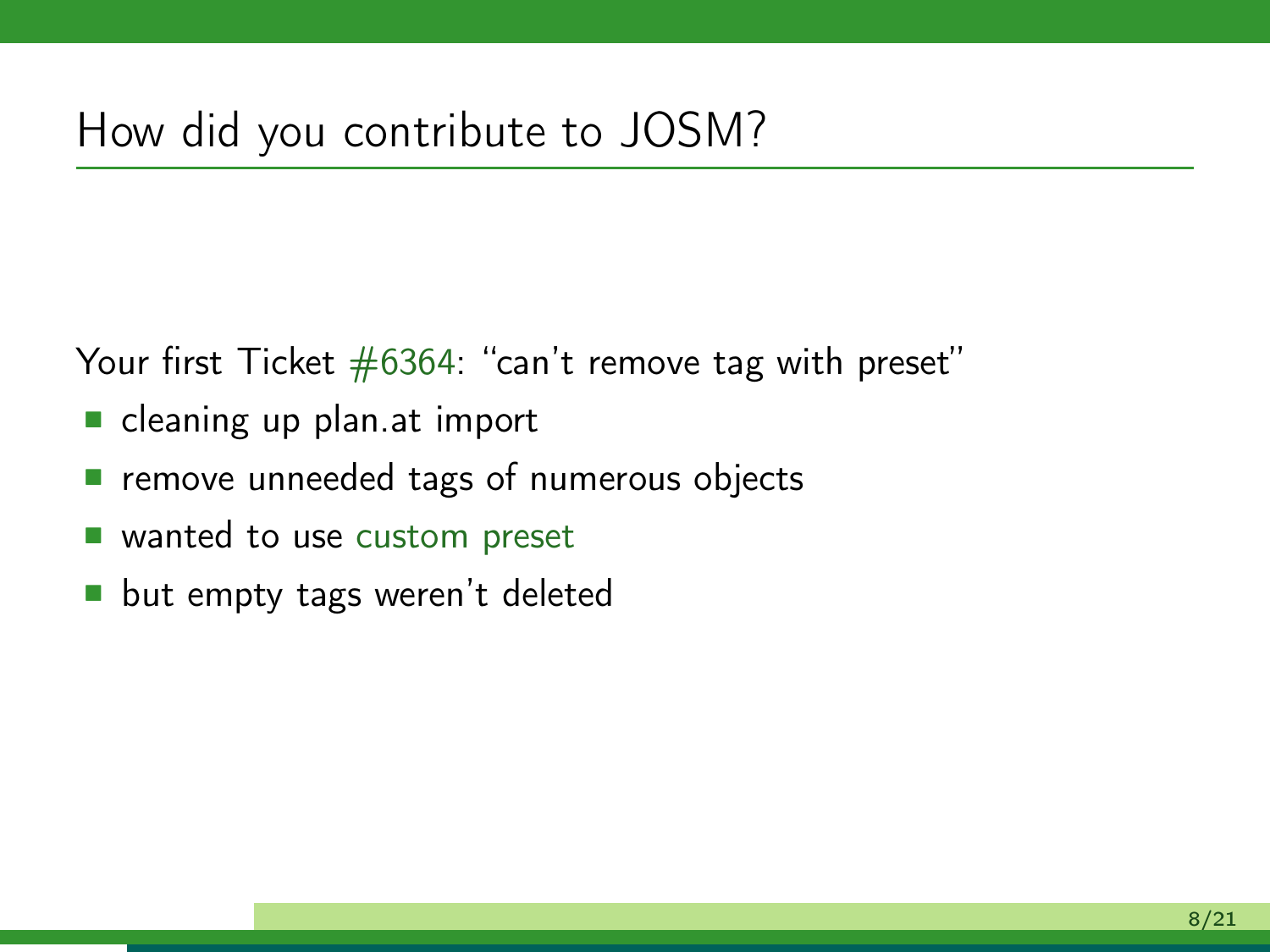## How did you contribute to JOSM?

Your first Ticket #6364: “can’t remove tag with preset”

- cleaning up plan.at import
- remove unneeded tags of numerous objects
- wanted to use custom preset
- but empty tags weren’t deleted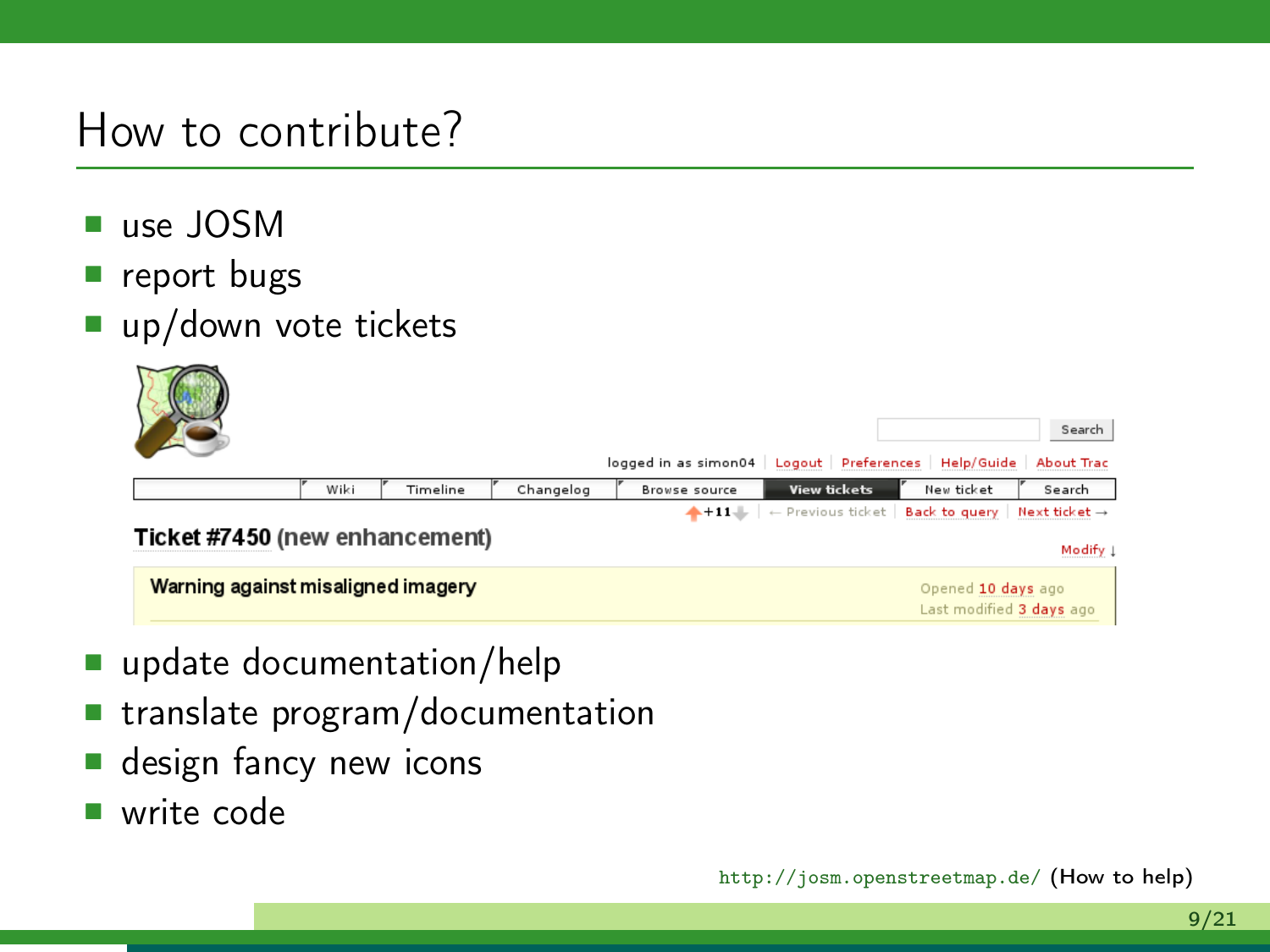# How to contribute?

- use JOSM
- report bugs
- up/down vote tickets
- update documentation/help
- translate program/documentation
- design fancy new icons
- write code

http://josm.openstreetmap.de/ (How to help)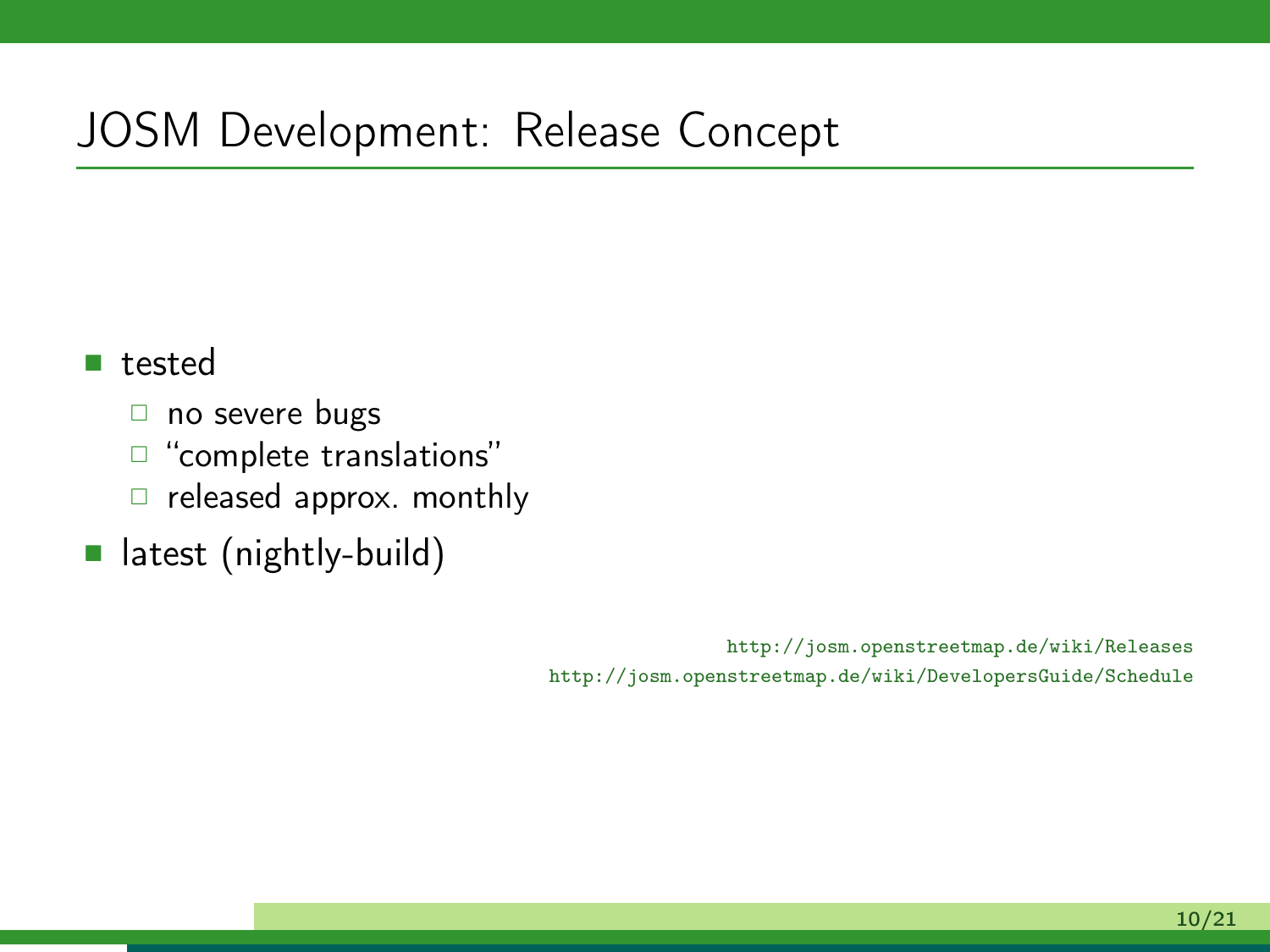# JOSM Development: Release Concept

- tested
  - no severe bugs
  - “complete translations”
  - released approx. monthly
- latest (nightly-build)

http://josm.openstreetmap.de/wiki/Releases
http://josm.openstreetmap.de/wiki/DevelopersGuide/Schedule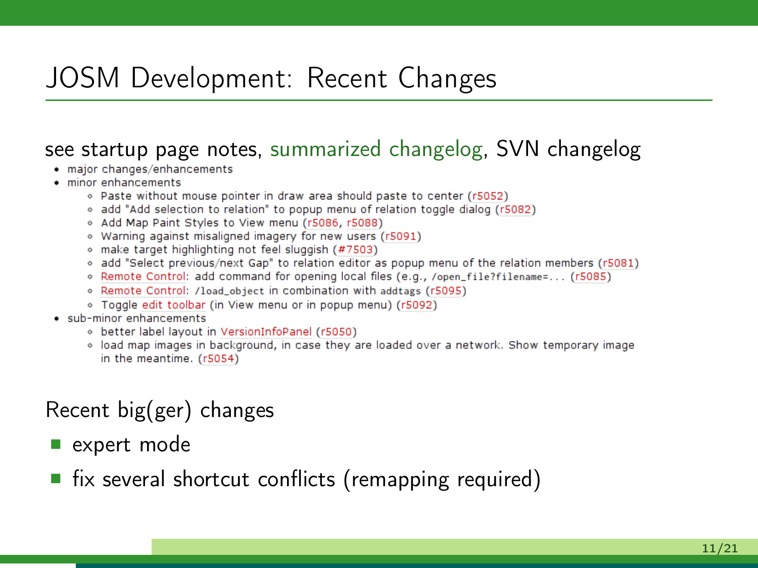# JOSM Development: Recent Changes

see startup page notes, summarized changelog, SVN changelog

- major changes/enhancements
- minor enhancements
  - Paste without mouse pointer in draw area should paste to center (r5052)
  - add "Add selection to relation" to popup menu of relation toggle dialog (r5082)
  - Add Map Paint Styles to View menu (r5086, r5088)
  - Warning against misaligned imagery for new users (r5091)
  - make target highlighting not feel sluggish (#7503)
  - add "Select previous/next Gap" to relation editor as popup menu of the relation members (r5081)
  - Remote Control: add command for opening local files (e.g., `/open_file?filename=...` (r5085)
  - Remote Control: `/load_object` in combination with `addtags` (r5095)
  - Toggle edit toolbar (in View menu or in popup menu) (r5092)
- sub-minor enhancements
  - better label layout in VersionInfoPanel (r5050)
  - load map images in background, in case they are loaded over a network. Show temporary image in the meantime. (r5054)

Recent big(ger) changes

- expert mode
- fix several shortcut conflicts (remapping required)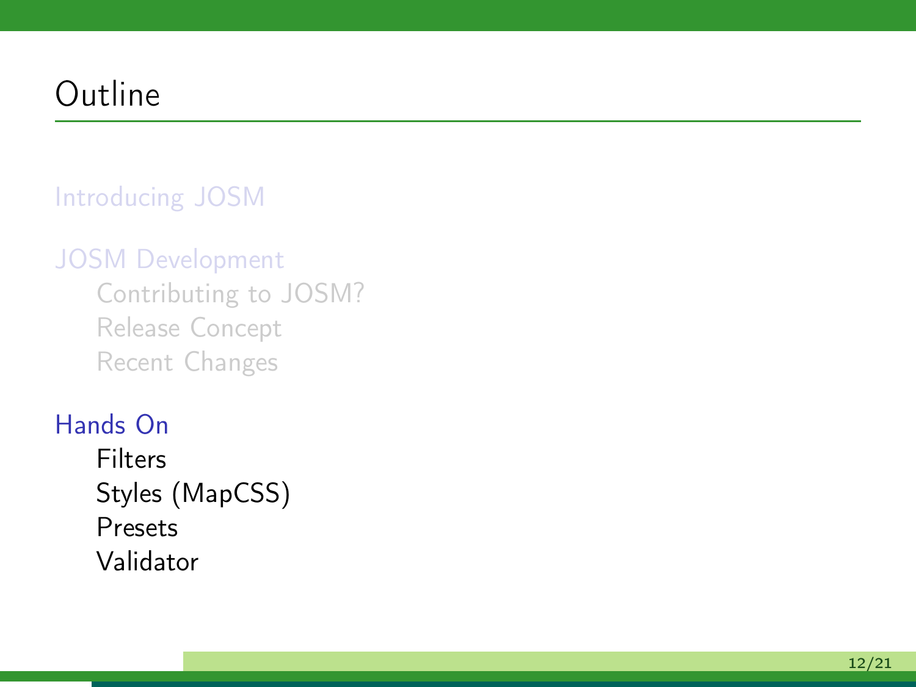# Outline

Introducing JOSM

JOSM Development

- Contributing to JOSM?
- Release Concept
- Recent Changes

Hands On

- Filters
- Styles (MapCSS)
- Presets
- Validator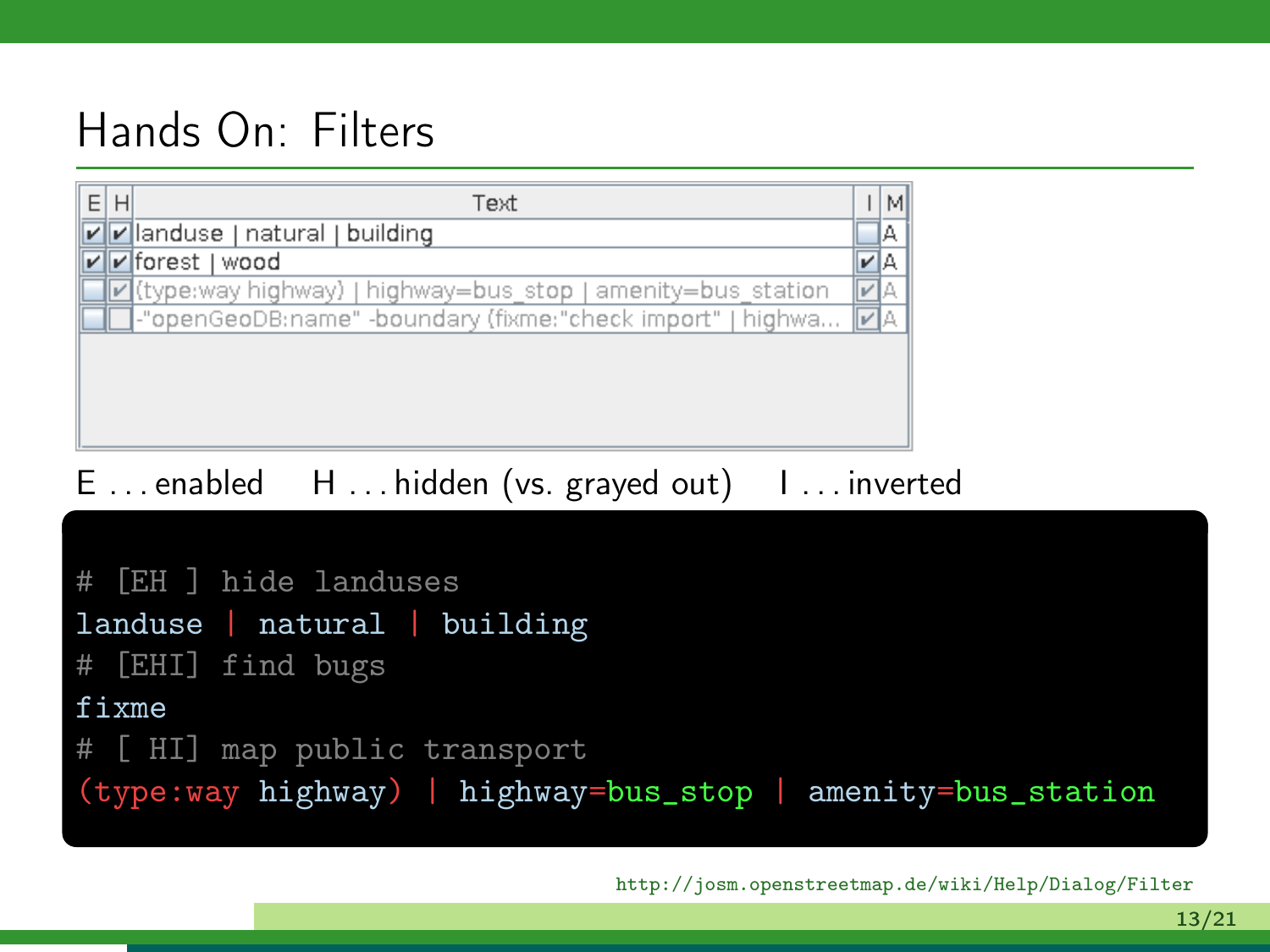# Hands On: Filters

| E | H | Text | I | M |
|---|---|---|---|---|
| ✔ | ✔ | landuse \| natural \| building | | A |
| ✔ | ✔ | forest \| wood | ✔ | A |
| | ✔ | (type:way highway) \| highway=bus_stop \| amenity=bus_station | ✔ | A |
| | | -"openGeoDB:name" -boundary (fixme:"check import" \| highwa... | ✔ | A |

E . . . enabled H . . . hidden (vs. grayed out) I . . . inverted

```
# [EH ] hide landuses
landuse | natural | building
# [EHI] find bugs
fixme
# [ HI] map public transport
(type:way highway) | highway=bus_stop | amenity=bus_station
```

http://josm.openstreetmap.de/wiki/Help/Dialog/Filter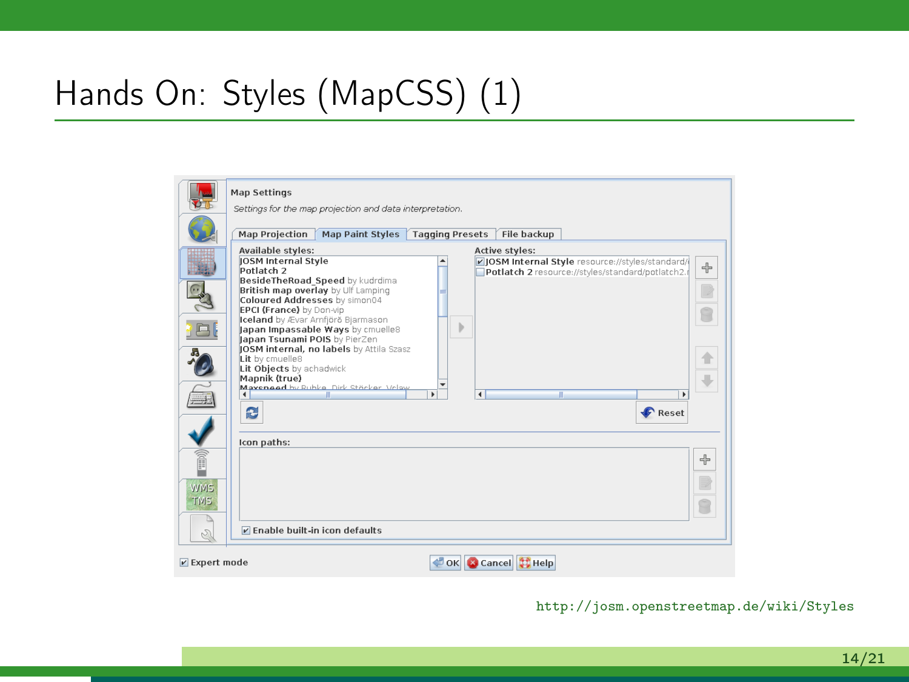# Hands On: Styles (MapCSS) (1)

http://josm.openstreetmap.de/wiki/Styles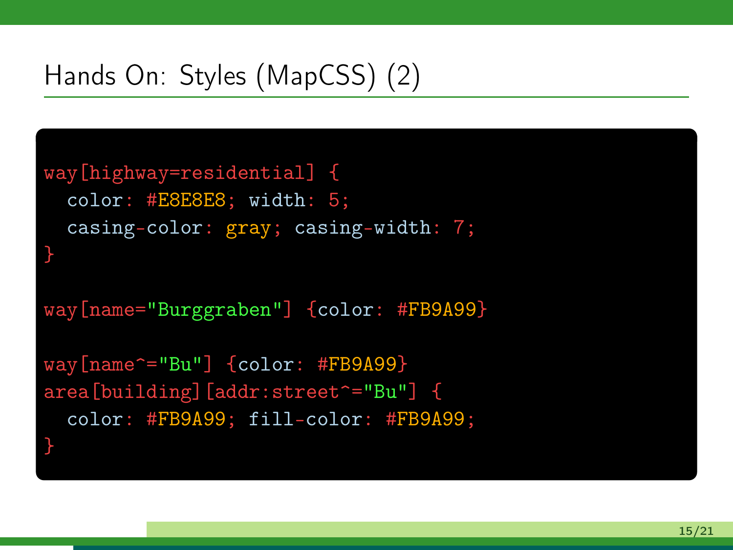# Hands On: Styles (MapCSS) (2)

```
way[highway=residential] {
  color: #E8E8E8; width: 5;
  casing-color: gray; casing-width: 7;
}

way[name="Burggraben"] {color: #FB9A99}

way[name^="Bu"] {color: #FB9A99}
area[building][addr:street^="Bu"] {
  color: #FB9A99; fill-color: #FB9A99;
}
```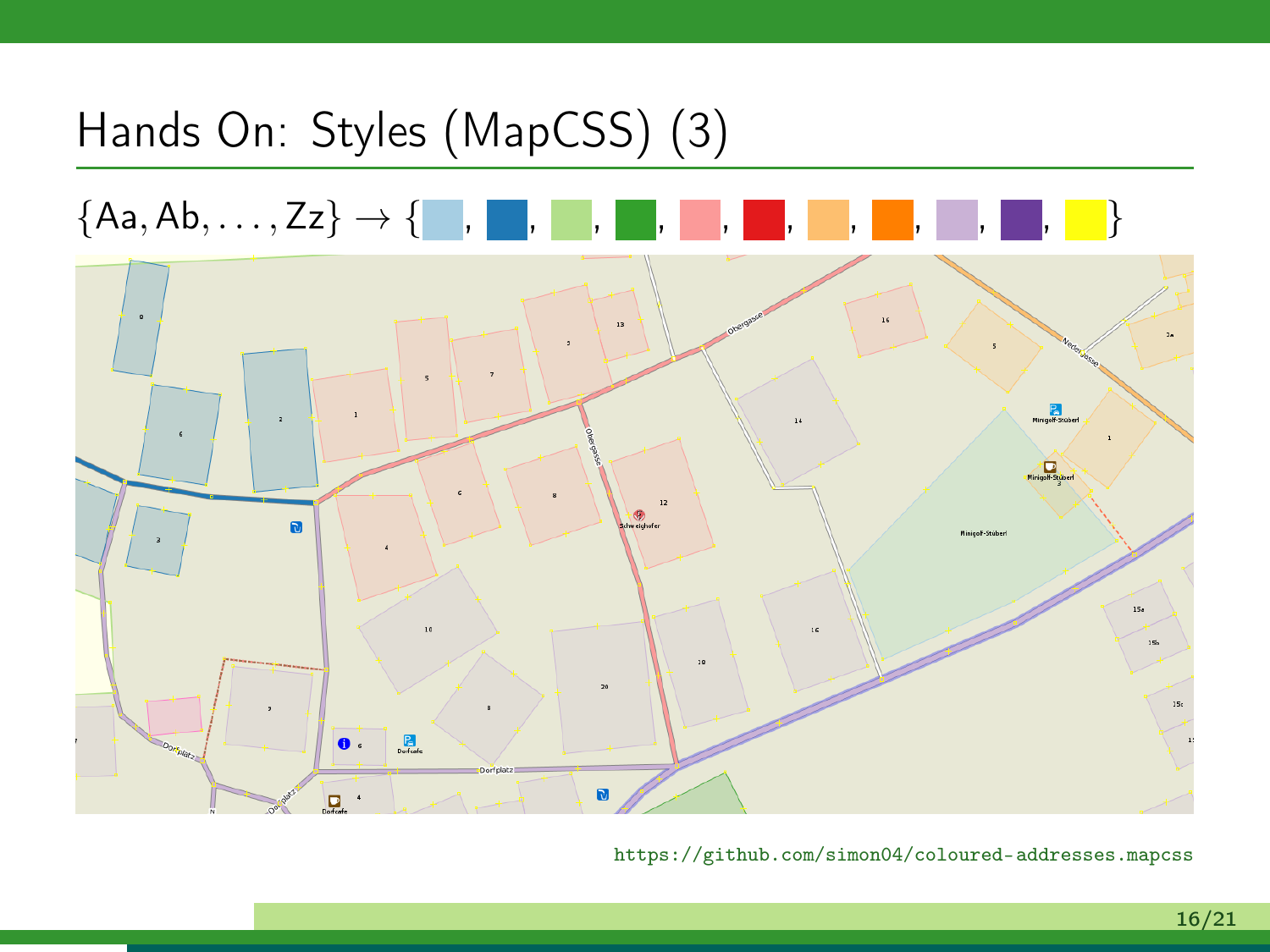# Hands On: Styles (MapCSS) (3)

$\{Aa, Ab, \ldots, Zz\} \rightarrow \{$ ■, ■, ■, ■, ■, ■, ■, ■, ■, ■, ■ $\}$

https://github.com/simon04/coloured-addresses.mapcss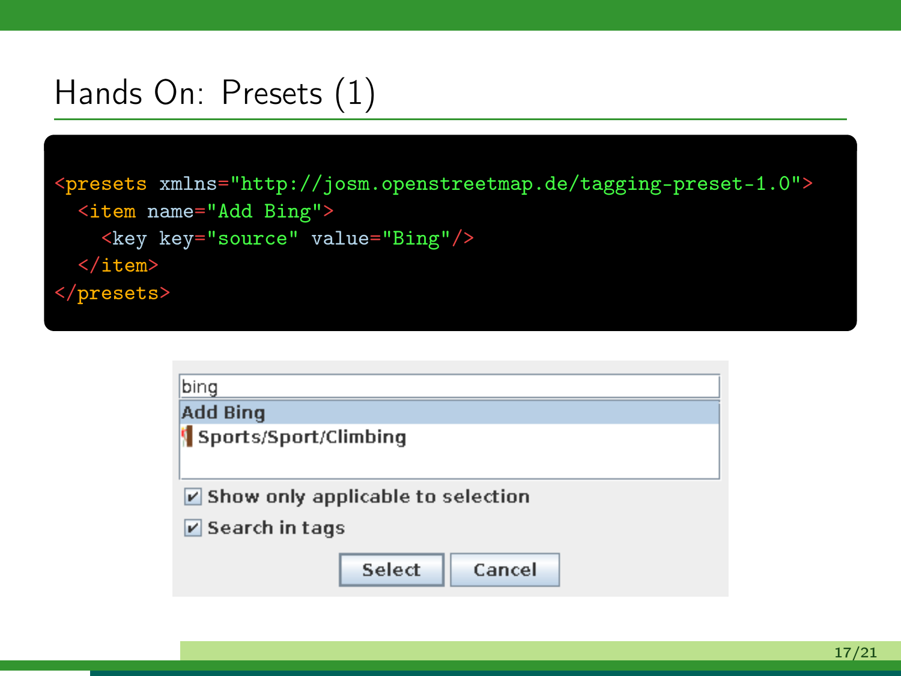# Hands On: Presets (1)

```
<presets xmlns="http://josm.openstreetmap.de/tagging-preset-1.0">
  <item name="Add Bing">
    <key key="source" value="Bing"/>
  </item>
</presets>
```

bing

Add Bing

Sports/Sport/Climbing

☑ Show only applicable to selection

☑ Search in tags

Select Cancel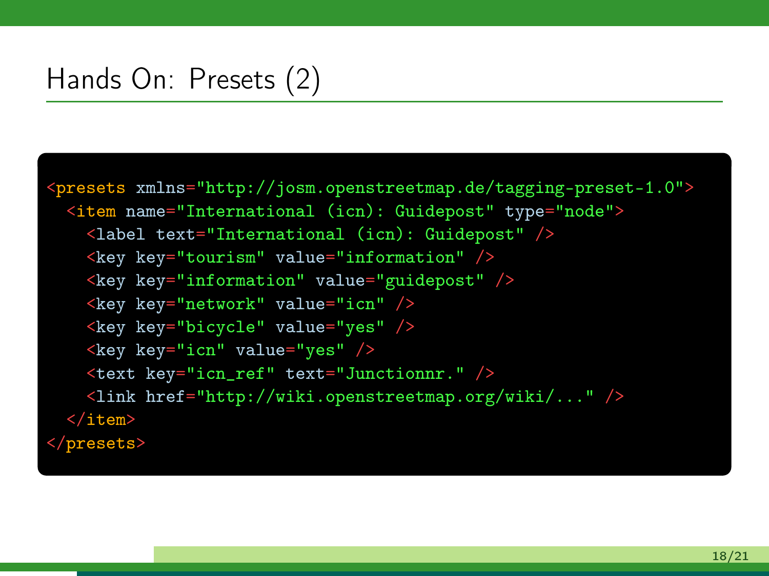# Hands On: Presets (2)

```
<presets xmlns="http://josm.openstreetmap.de/tagging-preset-1.0">
  <item name="International (icn): Guidepost" type="node">
    <label text="International (icn): Guidepost" />
    <key key="tourism" value="information" />
    <key key="information" value="guidepost" />
    <key key="network" value="icn" />
    <key key="bicycle" value="yes" />
    <key key="icn" value="yes" />
    <text key="icn_ref" text="Junctionnr." />
    <link href="http://wiki.openstreetmap.org/wiki/..." />
  </item>
</presets>
```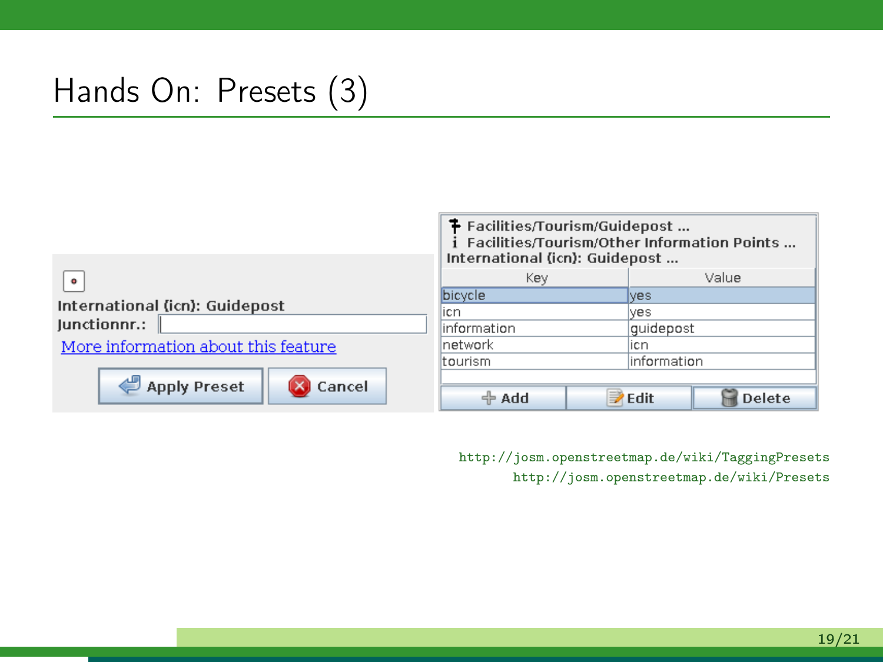# Hands On: Presets (3)

International (icn): Guidepost

Junctionnr.:

More information about this feature

Apply Preset | Cancel

Facilities/Tourism/Guidepost ...
Facilities/Tourism/Other Information Points ...
International (icn): Guidepost ...

| Key | Value |
|---|---|
| bicycle | yes |
| icn | yes |
| information | guidepost |
| network | icn |
| tourism | information |

Add | Edit | Delete

http://josm.openstreetmap.de/wiki/TaggingPresets
http://josm.openstreetmap.de/wiki/Presets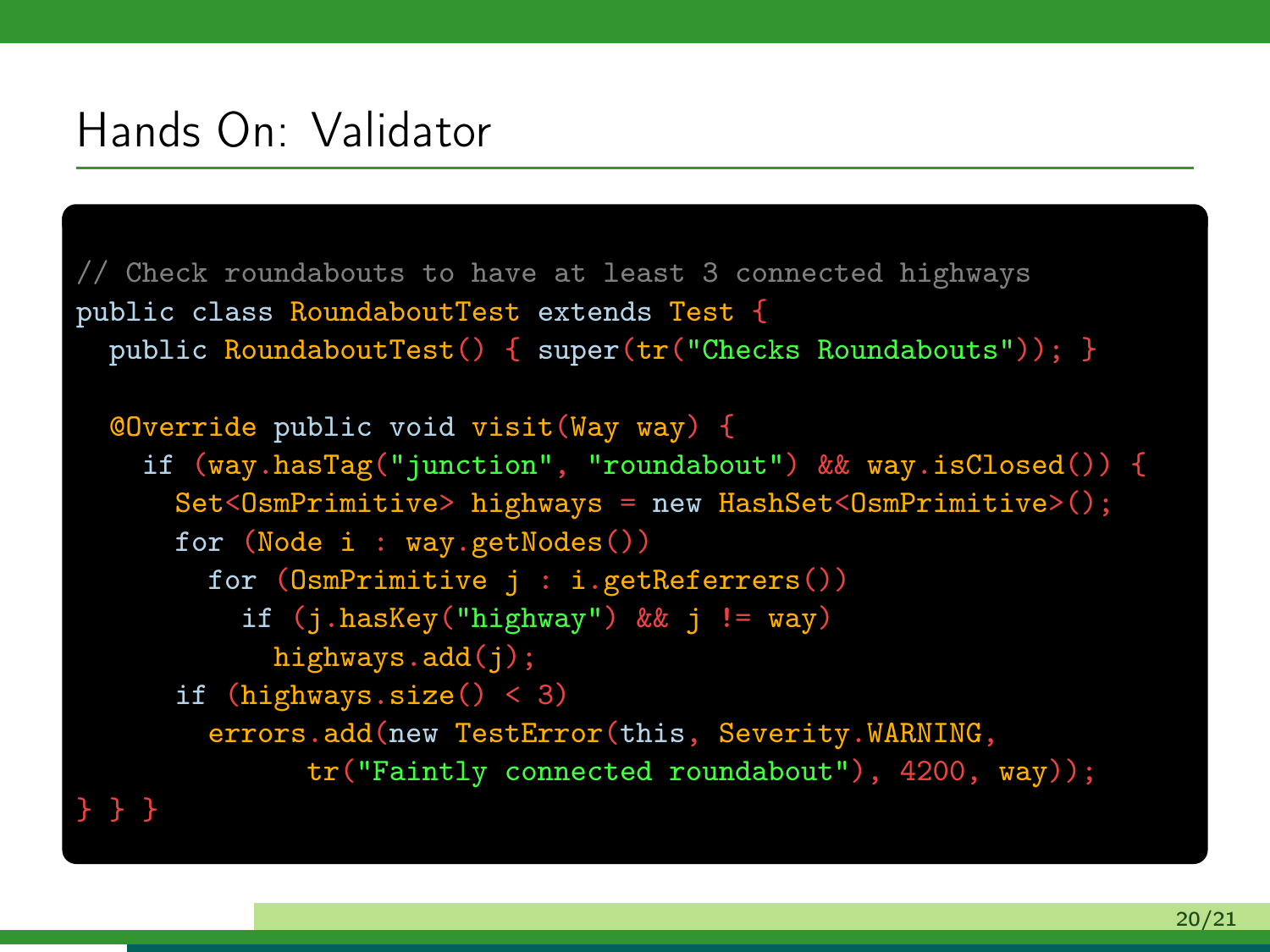# Hands On: Validator

```
// Check roundabouts to have at least 3 connected highways
public class RoundaboutTest extends Test {
  public RoundaboutTest() { super(tr("Checks Roundabouts")); }

  @Override public void visit(Way way) {
    if (way.hasTag("junction", "roundabout") && way.isClosed()) {
      Set<OsmPrimitive> highways = new HashSet<OsmPrimitive>();
      for (Node i : way.getNodes())
        for (OsmPrimitive j : i.getReferrers())
          if (j.hasKey("highway") && j != way)
            highways.add(j);
      if (highways.size() < 3)
        errors.add(new TestError(this, Severity.WARNING,
              tr("Faintly connected roundabout"), 4200, way));
} } }
```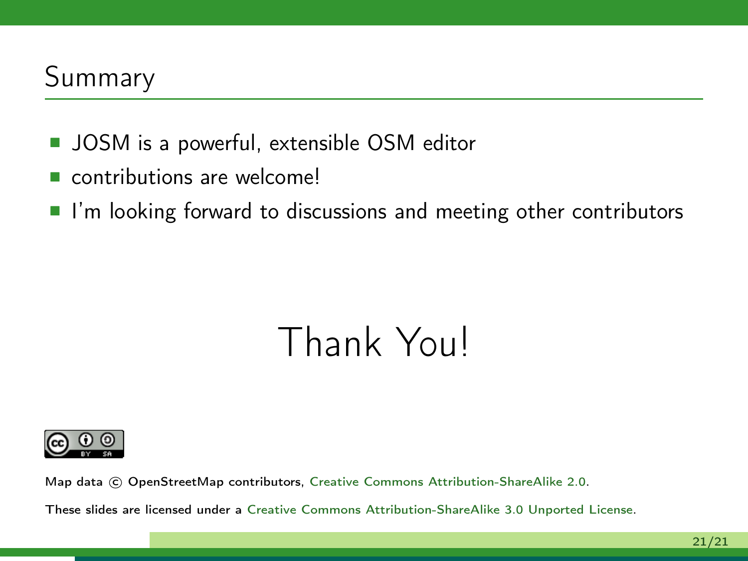## Summary

- JOSM is a powerful, extensible OSM editor
- contributions are welcome!
- I'm looking forward to discussions and meeting other contributors

# Thank You!

Map data © OpenStreetMap contributors, Creative Commons Attribution-ShareAlike 2.0.

These slides are licensed under a Creative Commons Attribution-ShareAlike 3.0 Unported License.